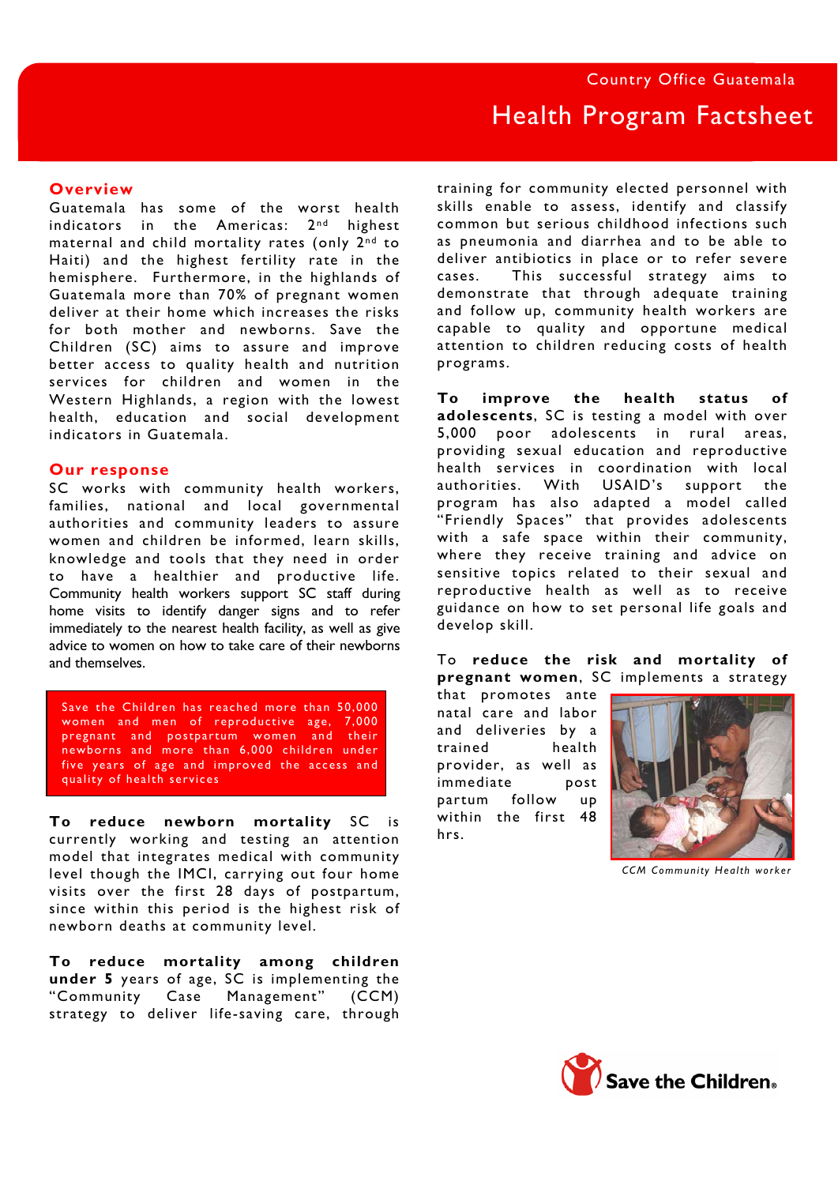Country Office Guatemala

# Health Program Factsheet

## Overview

Guatemala has some of the worst health indicators in the Americas: 2nd highest maternal and child mortality rates (only 2nd to Haiti) and the highest fertility rate in the hemisphere. Furthermore, in the highlands of Guatemala more than 70% of pregnant women deliver at their home which increases the risks for both mother and newborns. Save the Children (SC) aims to assure and improve better access to quality health and nutrition services for children and women in the Western Highlands, a region with the lowest health, education and social development indicators in Guatemala.

## Our response

SC works with community health workers, families, national and local governmental authorities and community leaders to assure women and children be informed, learn skills, knowledge and tools that they need in order to have a healthier and productive life. Community health workers support SC staff during home visits to identify danger signs and to refer immediately to the nearest health facility, as well as give advice to women on how to take care of their newborns and themselves.

Save the Children has reached more than 50,000 women and men of reproductive age, 7,000 pregnant and postpartum women and their newborns and more than 6,000 children under five years of age and improved the access and quality of health services

**To reduce newborn mortality** SC is currently working and testing an attention model that integrates medical with community level though the IMCI, carrying out four home visits over the first 28 days of postpartum, since within this period is the highest risk of newborn deaths at community level.

**To reduce mortality among children under 5** years of age, SC is implementing the "Community Case Management" (CCM) strategy to deliver life-saving care, through training for community elected personnel with skills enable to assess, identify and classify common but serious childhood infections such as pneumonia and diarrhea and to be able to deliver antibiotics in place or to refer severe cases. This successful strategy aims to demonstrate that through adequate training and follow up, community health workers are capable to quality and opportune medical attention to children reducing costs of health programs.

**To improve the health status of adolescents**, SC is testing a model with over 5,000 poor adolescents in rural areas, providing sexual education and reproductive health services in coordination with local authorities. With USAID's support the program has also adapted a model called "Friendly Spaces" that provides adolescents with a safe space within their community, where they receive training and advice on sensitive topics related to their sexual and reproductive health as well as to receive guidance on how to set personal life goals and develop skill.

To **reduce the risk and mortality of pregnant women**, SC implements a strategy that promotes ante natal care and labor and deliveries by a trained health provider, as well as immediate post partum follow up within the first 48 hrs.

*CCM Community Health worker*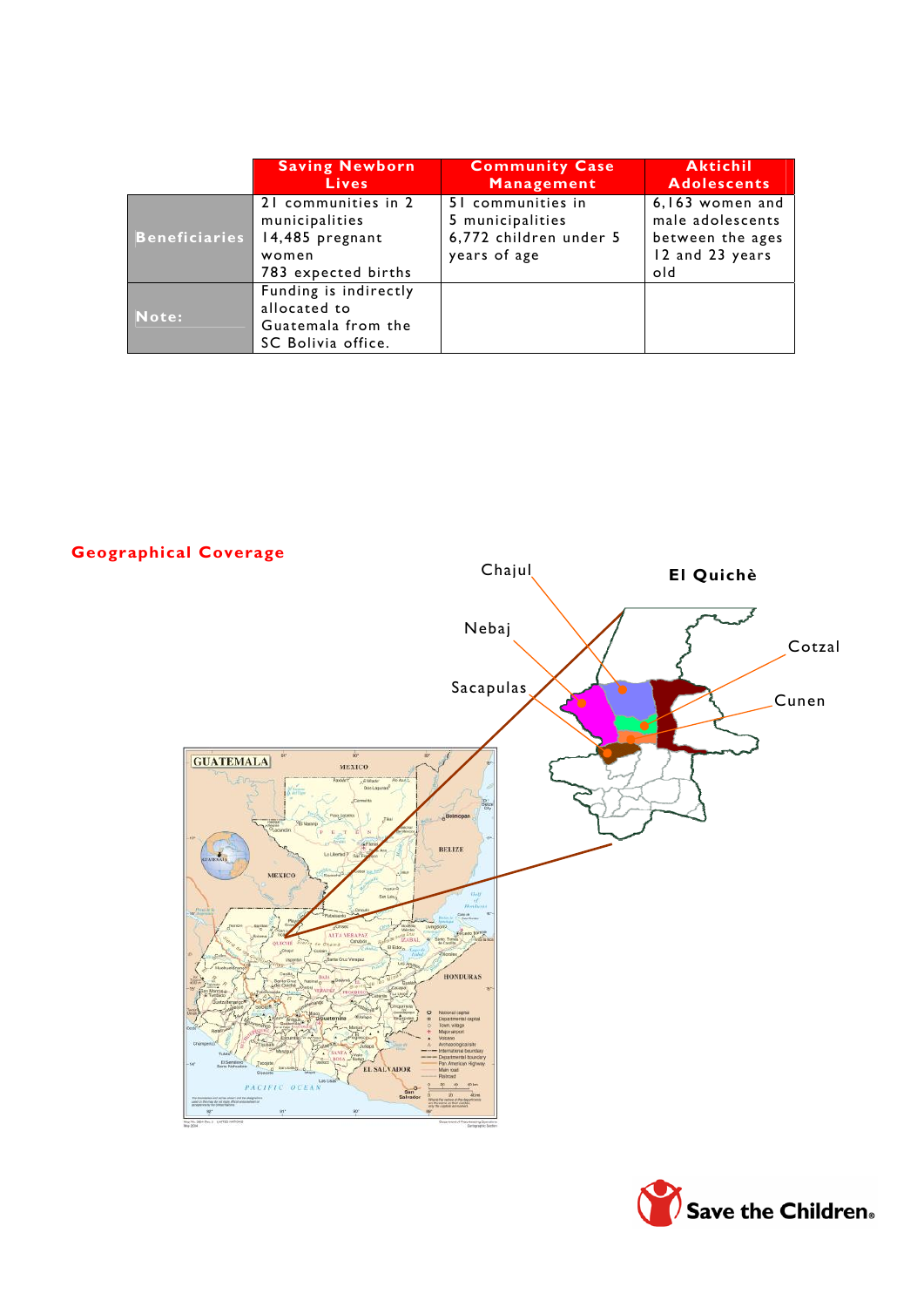| | Saving Newborn Lives | Community Case Management | Aktichil Adolescents |
|---|---|---|---|
| Beneficiaries | 21 communities in 2 municipalities<br>14,485 pregnant women<br>783 expected births | 51 communities in<br>5 municipalities<br>6,772 children under 5 years of age | 6,163 women and male adolescents between the ages 12 and 23 years old |
| Note: | Funding is indirectly allocated to Guatemala from the SC Bolivia office. | | |

## Geographical Coverage

Chajul

El Quichè

Nebaj

Cotzal

Sacapulas

Cunen